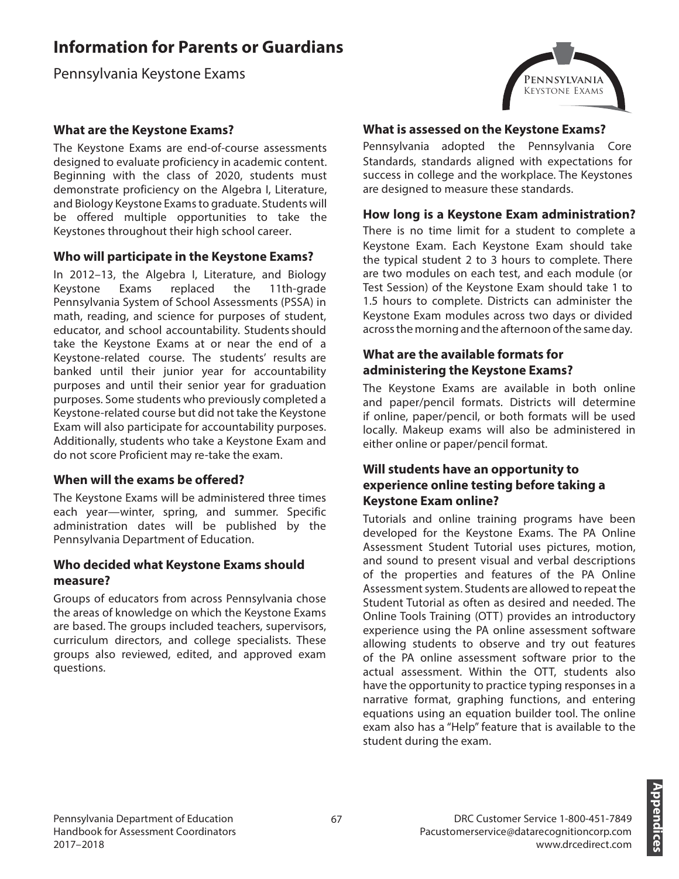# Information for Parents or Guardians

Pennsylvania Keystone Exams

### What are the Keystone Exams?

The Keystone Exams are end-of-course assessments designed to evaluate proficiency in academic content. Beginning with the class of 2020, students must demonstrate proficiency on the Algebra I, Literature, and Biology Keystone Exams to graduate. Students will be offered multiple opportunities to take the Keystones throughout their high school career.

### Who will participate in the Keystone Exams?

In 2012–13, the Algebra I, Literature, and Biology Keystone Exams replaced the 11th-grade Pennsylvania System of School Assessments (PSSA) in math, reading, and science for purposes of student, educator, and school accountability. Students should take the Keystone Exams at or near the end of a Keystone-related course. The students' results are banked until their junior year for accountability purposes and until their senior year for graduation purposes. Some students who previously completed a Keystone-related course but did not take the Keystone Exam will also participate for accountability purposes. Additionally, students who take a Keystone Exam and do not score Proficient may re-take the exam.

### When will the exams be offered?

The Keystone Exams will be administered three times each year—winter, spring, and summer. Specific administration dates will be published by the Pennsylvania Department of Education.

### Who decided what Keystone Exams should measure?

Groups of educators from across Pennsylvania chose the areas of knowledge on which the Keystone Exams are based. The groups included teachers, supervisors, curriculum directors, and college specialists. These groups also reviewed, edited, and approved exam questions.

### What is assessed on the Keystone Exams?

Pennsylvania adopted the Pennsylvania Core Standards, standards aligned with expectations for success in college and the workplace. The Keystones are designed to measure these standards.

### How long is a Keystone Exam administration?

There is no time limit for a student to complete a Keystone Exam. Each Keystone Exam should take the typical student 2 to 3 hours to complete. There are two modules on each test, and each module (or Test Session) of the Keystone Exam should take 1 to 1.5 hours to complete. Districts can administer the Keystone Exam modules across two days or divided across the morning and the afternoon of the same day.

### What are the available formats for administering the Keystone Exams?

The Keystone Exams are available in both online and paper/pencil formats. Districts will determine if online, paper/pencil, or both formats will be used locally. Makeup exams will also be administered in either online or paper/pencil format.

### Will students have an opportunity to experience online testing before taking a Keystone Exam online?

Tutorials and online training programs have been developed for the Keystone Exams. The PA Online Assessment Student Tutorial uses pictures, motion, and sound to present visual and verbal descriptions of the properties and features of the PA Online Assessment system. Students are allowed to repeat the Student Tutorial as often as desired and needed. The Online Tools Training (OTT) provides an introductory experience using the PA online assessment software allowing students to observe and try out features of the PA online assessment software prior to the actual assessment. Within the OTT, students also have the opportunity to practice typing responses in a narrative format, graphing functions, and entering equations using an equation builder tool. The online exam also has a "Help" feature that is available to the student during the exam.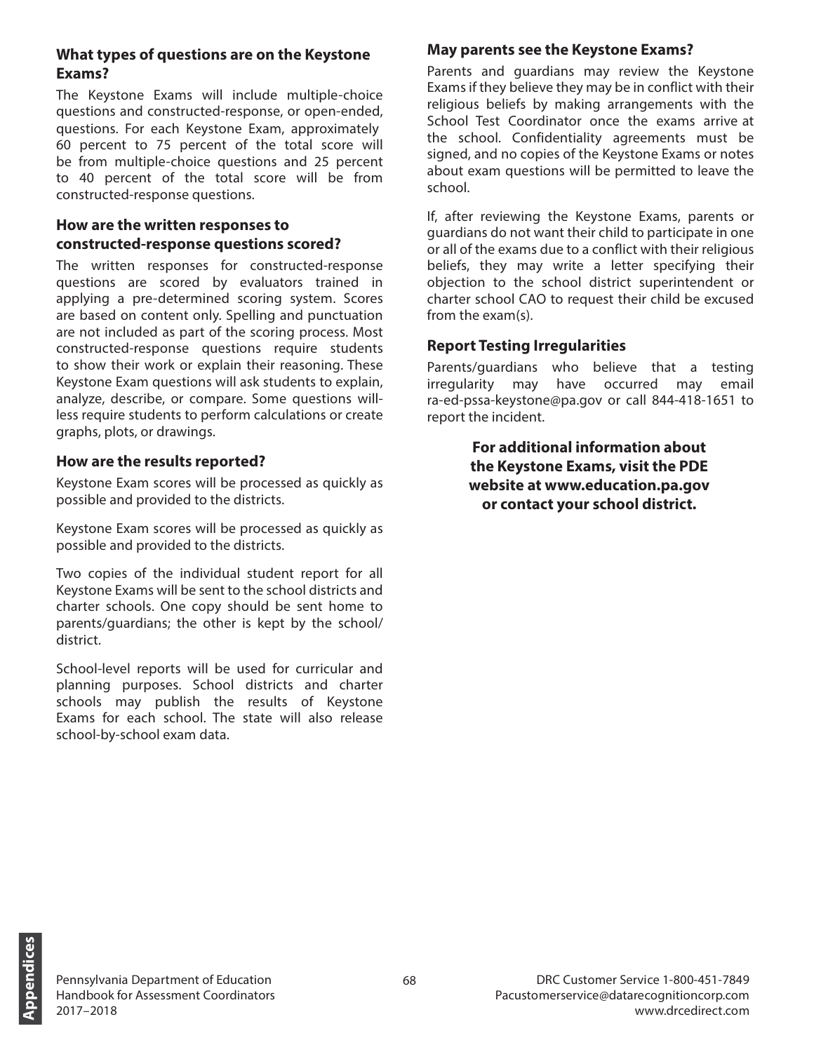### What types of questions are on the Keystone Exams?

The Keystone Exams will include multiple-choice questions and constructed-response, or open-ended, questions. For each Keystone Exam, approximately 60 percent to 75 percent of the total score will be from multiple-choice questions and 25 percent to 40 percent of the total score will be from constructed-response questions.

### How are the written responses to constructed-response questions scored?

The written responses for constructed-response questions are scored by evaluators trained in applying a pre-determined scoring system. Scores are based on content only. Spelling and punctuation are not included as part of the scoring process. Most constructed-response questions require students to show their work or explain their reasoning. These Keystone Exam questions will ask students to explain, analyze, describe, or compare. Some questions will-less require students to perform calculations or create graphs, plots, or drawings.

### How are the results reported?

Keystone Exam scores will be processed as quickly as possible and provided to the districts.

Keystone Exam scores will be processed as quickly as possible and provided to the districts.

Two copies of the individual student report for all Keystone Exams will be sent to the school districts and charter schools. One copy should be sent home to parents/guardians; the other is kept by the school/ district.

School-level reports will be used for curricular and planning purposes. School districts and charter schools may publish the results of Keystone Exams for each school. The state will also release school-by-school exam data.

### May parents see the Keystone Exams?

Parents and guardians may review the Keystone Exams if they believe they may be in conflict with their religious beliefs by making arrangements with the School Test Coordinator once the exams arrive at the school. Confidentiality agreements must be signed, and no copies of the Keystone Exams or notes about exam questions will be permitted to leave the school.

If, after reviewing the Keystone Exams, parents or guardians do not want their child to participate in one or all of the exams due to a conflict with their religious beliefs, they may write a letter specifying their objection to the school district superintendent or charter school CAO to request their child be excused from the exam(s).

### Report Testing Irregularities

Parents/guardians who believe that a testing irregularity may have occurred may email ra-ed-pssa-keystone@pa.gov or call 844-418-1651 to report the incident.

**For additional information about the Keystone Exams, visit the PDE website at www.education.pa.gov or contact your school district.**